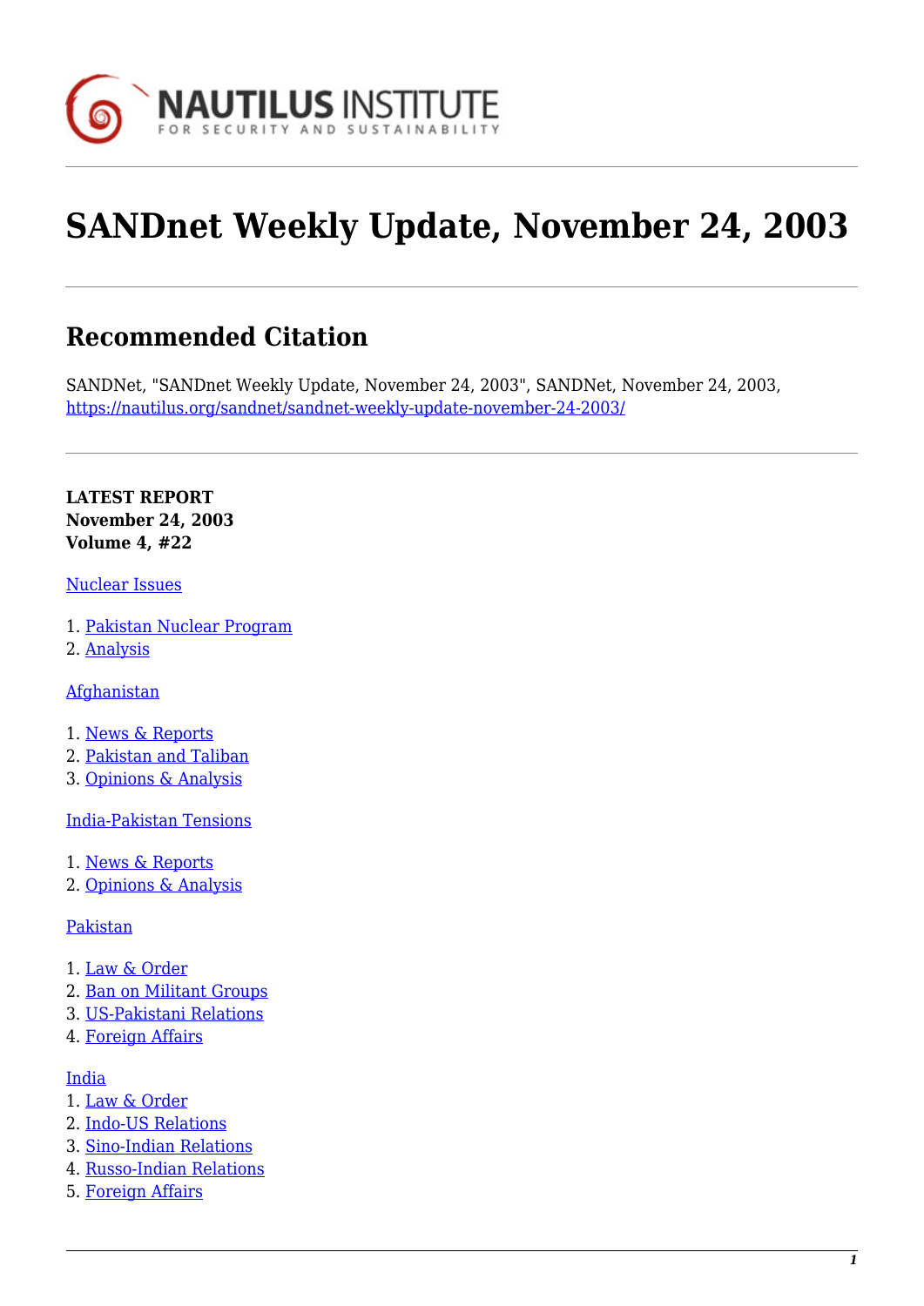# SANDnet Weekly Update, November 24, 2003

## Recommended Citation

SANDNet, "SANDnet Weekly Update, November 24, 2003", SANDNet, November 24, 2003, https://nautilus.org/sandnet/sandnet-weekly-update-november-24-2003/

**LATEST REPORT**
**November 24, 2003**
**Volume 4, #22**

Nuclear Issues

1. Pakistan Nuclear Program
2. Analysis

Afghanistan

1. News & Reports
2. Pakistan and Taliban
3. Opinions & Analysis

India-Pakistan Tensions

1. News & Reports
2. Opinions & Analysis

Pakistan

1. Law & Order
2. Ban on Militant Groups
3. US-Pakistani Relations
4. Foreign Affairs

India

1. Law & Order
2. Indo-US Relations
3. Sino-Indian Relations
4. Russo-Indian Relations
5. Foreign Affairs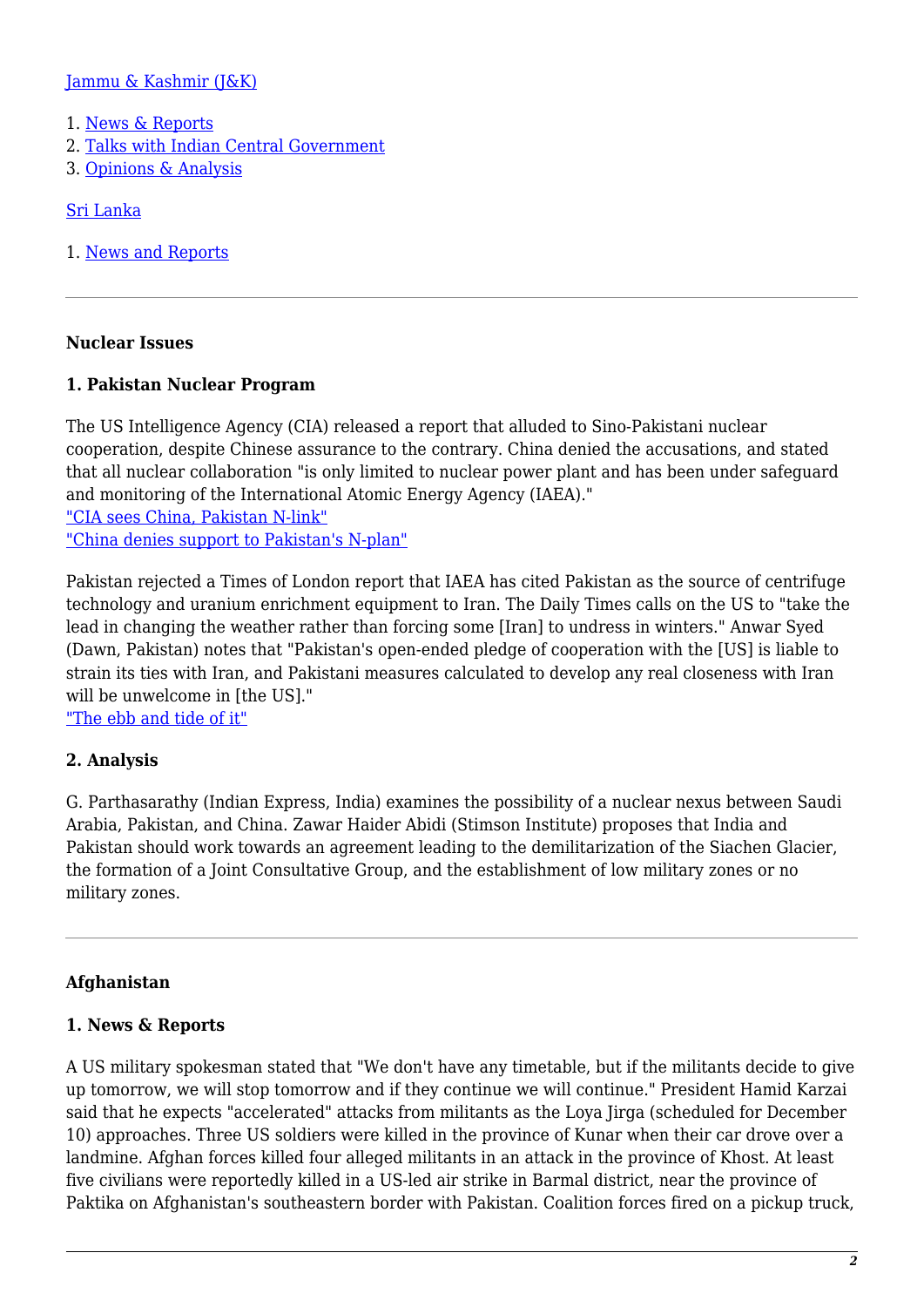[Jammu & Kashmir (J&K)](#)

1. [News & Reports](#)
2. [Talks with Indian Central Government](#)
3. [Opinions & Analysis](#)

[Sri Lanka](#)

1. [News and Reports](#)

---

**Nuclear Issues**

**1. Pakistan Nuclear Program**

The US Intelligence Agency (CIA) released a report that alluded to Sino-Pakistani nuclear cooperation, despite Chinese assurance to the contrary. China denied the accusations, and stated that all nuclear collaboration "is only limited to nuclear power plant and has been under safeguard and monitoring of the International Atomic Energy Agency (IAEA)."
["CIA sees China, Pakistan N-link"](#)
["China denies support to Pakistan's N-plan"](#)

Pakistan rejected a Times of London report that IAEA has cited Pakistan as the source of centrifuge technology and uranium enrichment equipment to Iran. The Daily Times calls on the US to "take the lead in changing the weather rather than forcing some [Iran] to undress in winters." Anwar Syed (Dawn, Pakistan) notes that "Pakistan's open-ended pledge of cooperation with the [US] is liable to strain its ties with Iran, and Pakistani measures calculated to develop any real closeness with Iran will be unwelcome in [the US]."
["The ebb and tide of it"](#)

**2. Analysis**

G. Parthasarathy (Indian Express, India) examines the possibility of a nuclear nexus between Saudi Arabia, Pakistan, and China. Zawar Haider Abidi (Stimson Institute) proposes that India and Pakistan should work towards an agreement leading to the demilitarization of the Siachen Glacier, the formation of a Joint Consultative Group, and the establishment of low military zones or no military zones.

---

**Afghanistan**

**1. News & Reports**

A US military spokesman stated that "We don't have any timetable, but if the militants decide to give up tomorrow, we will stop tomorrow and if they continue we will continue." President Hamid Karzai said that he expects "accelerated" attacks from militants as the Loya Jirga (scheduled for December 10) approaches. Three US soldiers were killed in the province of Kunar when their car drove over a landmine. Afghan forces killed four alleged militants in an attack in the province of Khost. At least five civilians were reportedly killed in a US-led air strike in Barmal district, near the province of Paktika on Afghanistan's southeastern border with Pakistan. Coalition forces fired on a pickup truck,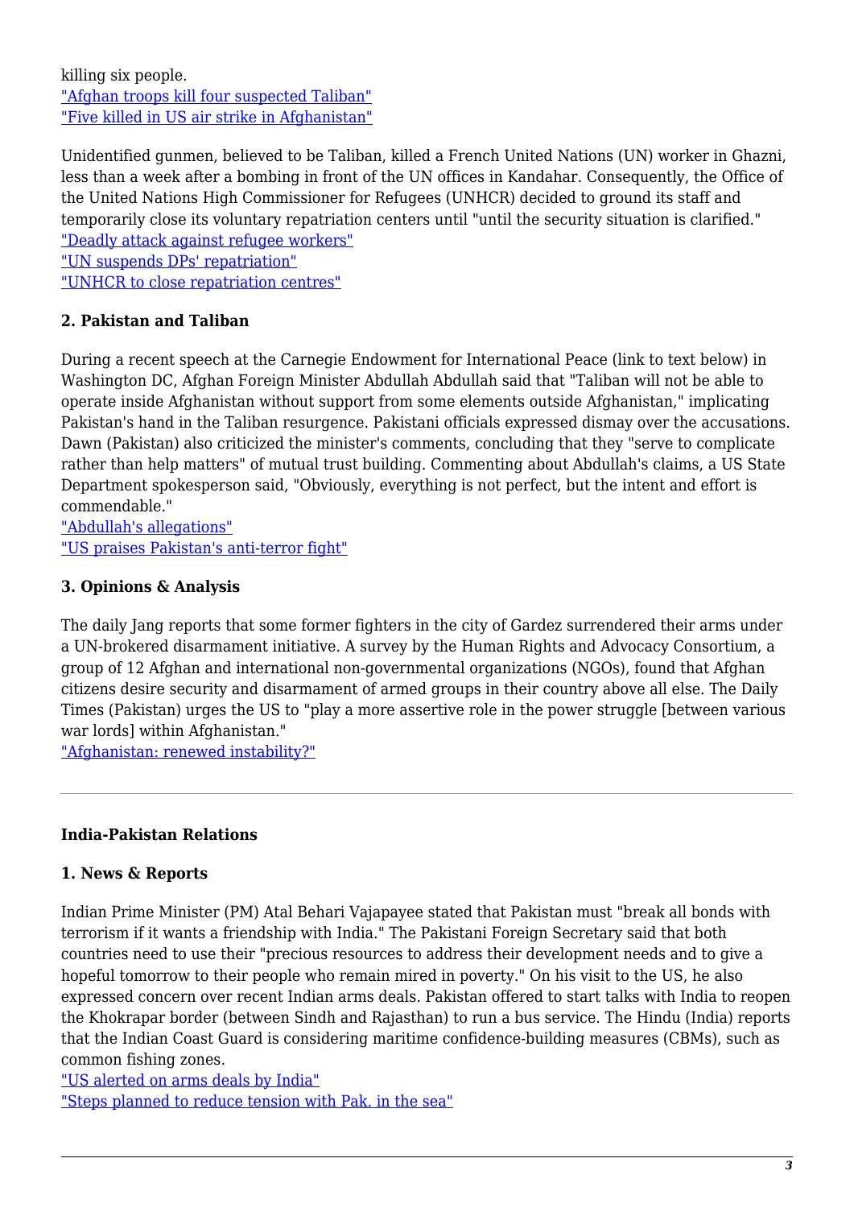killing six people.
"Afghan troops kill four suspected Taliban"
"Five killed in US air strike in Afghanistan"

Unidentified gunmen, believed to be Taliban, killed a French United Nations (UN) worker in Ghazni, less than a week after a bombing in front of the UN offices in Kandahar. Consequently, the Office of the United Nations High Commissioner for Refugees (UNHCR) decided to ground its staff and temporarily close its voluntary repatriation centers until "until the security situation is clarified."
"Deadly attack against refugee workers"
"UN suspends DPs' repatriation"
"UNHCR to close repatriation centres"

#### 2. Pakistan and Taliban

During a recent speech at the Carnegie Endowment for International Peace (link to text below) in Washington DC, Afghan Foreign Minister Abdullah Abdullah said that "Taliban will not be able to operate inside Afghanistan without support from some elements outside Afghanistan," implicating Pakistan's hand in the Taliban resurgence. Pakistani officials expressed dismay over the accusations. Dawn (Pakistan) also criticized the minister's comments, concluding that they "serve to complicate rather than help matters" of mutual trust building. Commenting about Abdullah's claims, a US State Department spokesperson said, "Obviously, everything is not perfect, but the intent and effort is commendable."
"Abdullah's allegations"
"US praises Pakistan's anti-terror fight"

#### 3. Opinions & Analysis

The daily Jang reports that some former fighters in the city of Gardez surrendered their arms under a UN-brokered disarmament initiative. A survey by the Human Rights and Advocacy Consortium, a group of 12 Afghan and international non-governmental organizations (NGOs), found that Afghan citizens desire security and disarmament of armed groups in their country above all else. The Daily Times (Pakistan) urges the US to "play a more assertive role in the power struggle [between various war lords] within Afghanistan."
"Afghanistan: renewed instability?"

---

### India-Pakistan Relations

#### 1. News & Reports

Indian Prime Minister (PM) Atal Behari Vajapayee stated that Pakistan must "break all bonds with terrorism if it wants a friendship with India." The Pakistani Foreign Secretary said that both countries need to use their "precious resources to address their development needs and to give a hopeful tomorrow to their people who remain mired in poverty." On his visit to the US, he also expressed concern over recent Indian arms deals. Pakistan offered to start talks with India to reopen the Khokrapar border (between Sindh and Rajasthan) to run a bus service. The Hindu (India) reports that the Indian Coast Guard is considering maritime confidence-building measures (CBMs), such as common fishing zones.
"US alerted on arms deals by India"
"Steps planned to reduce tension with Pak. in the sea"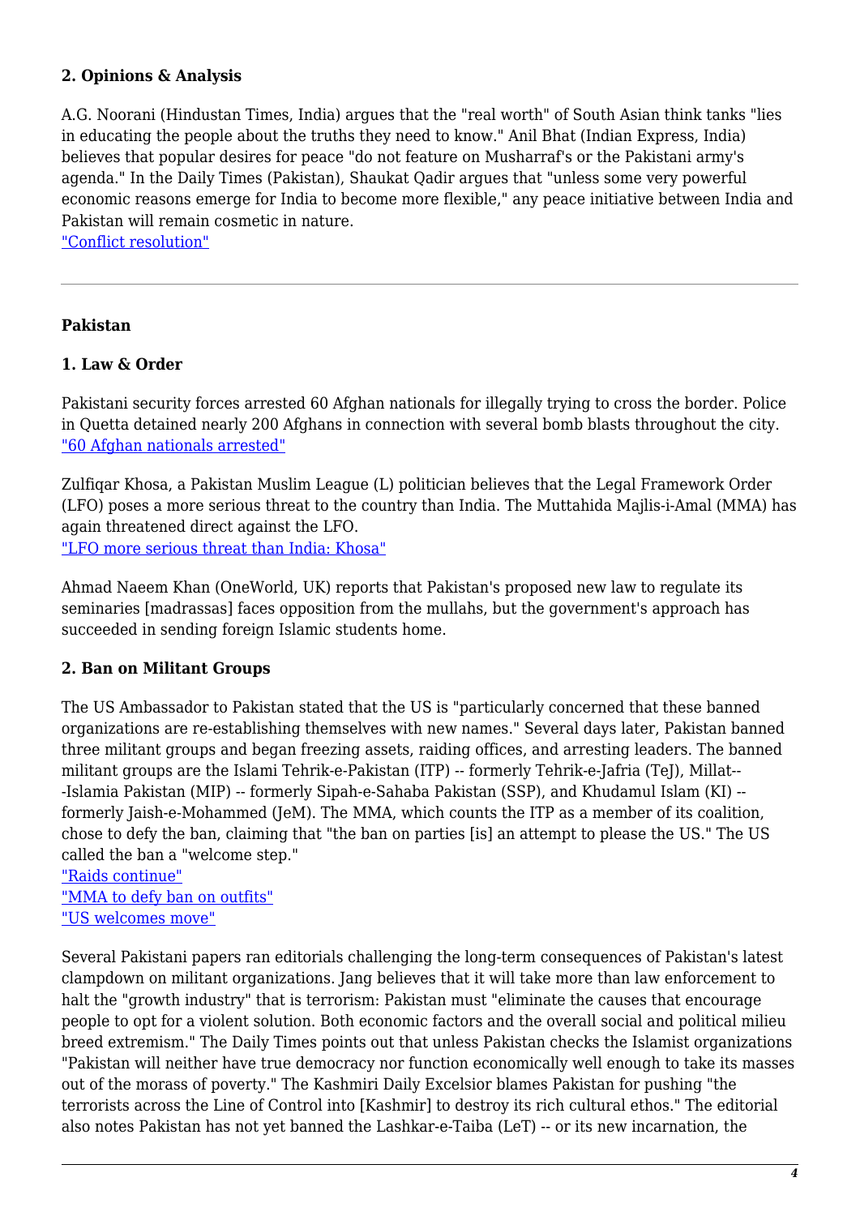### 2. Opinions & Analysis

A.G. Noorani (Hindustan Times, India) argues that the "real worth" of South Asian think tanks "lies in educating the people about the truths they need to know." Anil Bhat (Indian Express, India) believes that popular desires for peace "do not feature on Musharraf's or the Pakistani army's agenda." In the Daily Times (Pakistan), Shaukat Qadir argues that "unless some very powerful economic reasons emerge for India to become more flexible," any peace initiative between India and Pakistan will remain cosmetic in nature.
"Conflict resolution"

---

### Pakistan

### 1. Law & Order

Pakistani security forces arrested 60 Afghan nationals for illegally trying to cross the border. Police in Quetta detained nearly 200 Afghans in connection with several bomb blasts throughout the city.
"60 Afghan nationals arrested"

Zulfiqar Khosa, a Pakistan Muslim League (L) politician believes that the Legal Framework Order (LFO) poses a more serious threat to the country than India. The Muttahida Majlis-i-Amal (MMA) has again threatened direct against the LFO.
"LFO more serious threat than India: Khosa"

Ahmad Naeem Khan (OneWorld, UK) reports that Pakistan's proposed new law to regulate its seminaries [madrassas] faces opposition from the mullahs, but the government's approach has succeeded in sending foreign Islamic students home.

### 2. Ban on Militant Groups

The US Ambassador to Pakistan stated that the US is "particularly concerned that these banned organizations are re-establishing themselves with new names." Several days later, Pakistan banned three militant groups and began freezing assets, raiding offices, and arresting leaders. The banned militant groups are the Islami Tehrik-e-Pakistan (ITP) -- formerly Tehrik-e-Jafria (TeJ), Millat---Islamia Pakistan (MIP) -- formerly Sipah-e-Sahaba Pakistan (SSP), and Khudamul Islam (KI) -- formerly Jaish-e-Mohammed (JeM). The MMA, which counts the ITP as a member of its coalition, chose to defy the ban, claiming that "the ban on parties [is] an attempt to please the US." The US called the ban a "welcome step."
"Raids continue"
"MMA to defy ban on outfits"
"US welcomes move"

Several Pakistani papers ran editorials challenging the long-term consequences of Pakistan's latest clampdown on militant organizations. Jang believes that it will take more than law enforcement to halt the "growth industry" that is terrorism: Pakistan must "eliminate the causes that encourage people to opt for a violent solution. Both economic factors and the overall social and political milieu breed extremism." The Daily Times points out that unless Pakistan checks the Islamist organizations "Pakistan will neither have true democracy nor function economically well enough to take its masses out of the morass of poverty." The Kashmiri Daily Excelsior blames Pakistan for pushing "the terrorists across the Line of Control into [Kashmir] to destroy its rich cultural ethos." The editorial also notes Pakistan has not yet banned the Lashkar-e-Taiba (LeT) -- or its new incarnation, the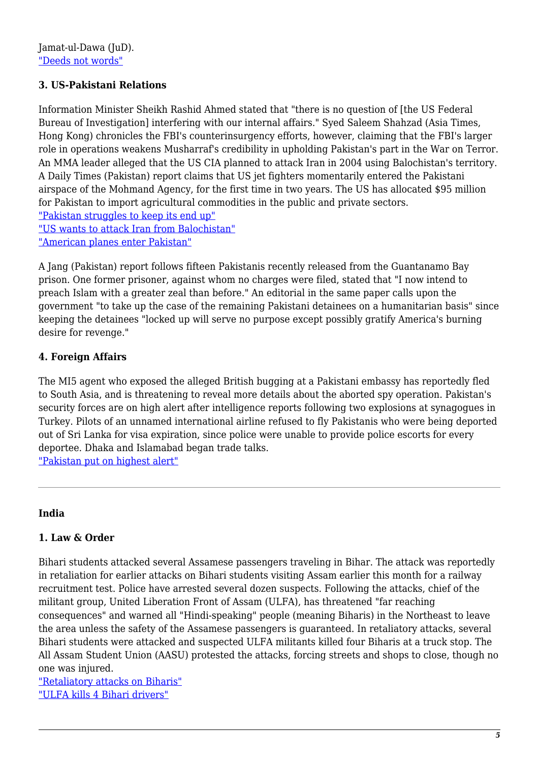Jamat-ul-Dawa (JuD).
"Deeds not words"

### 3. US-Pakistani Relations

Information Minister Sheikh Rashid Ahmed stated that "there is no question of [the US Federal Bureau of Investigation] interfering with our internal affairs." Syed Saleem Shahzad (Asia Times, Hong Kong) chronicles the FBI's counterinsurgency efforts, however, claiming that the FBI's larger role in operations weakens Musharraf's credibility in upholding Pakistan's part in the War on Terror. An MMA leader alleged that the US CIA planned to attack Iran in 2004 using Balochistan's territory. A Daily Times (Pakistan) report claims that US jet fighters momentarily entered the Pakistani airspace of the Mohmand Agency, for the first time in two years. The US has allocated $95 million for Pakistan to import agricultural commodities in the public and private sectors.
"Pakistan struggles to keep its end up"
"US wants to attack Iran from Balochistan"
"American planes enter Pakistan"

A Jang (Pakistan) report follows fifteen Pakistanis recently released from the Guantanamo Bay prison. One former prisoner, against whom no charges were filed, stated that "I now intend to preach Islam with a greater zeal than before." An editorial in the same paper calls upon the government "to take up the case of the remaining Pakistani detainees on a humanitarian basis" since keeping the detainees "locked up will serve no purpose except possibly gratify America's burning desire for revenge."

### 4. Foreign Affairs

The MI5 agent who exposed the alleged British bugging at a Pakistani embassy has reportedly fled to South Asia, and is threatening to reveal more details about the aborted spy operation. Pakistan's security forces are on high alert after intelligence reports following two explosions at synagogues in Turkey. Pilots of an unnamed international airline refused to fly Pakistanis who were being deported out of Sri Lanka for visa expiration, since police were unable to provide police escorts for every deportee. Dhaka and Islamabad began trade talks.
"Pakistan put on highest alert"

---

## India

### 1. Law & Order

Bihari students attacked several Assamese passengers traveling in Bihar. The attack was reportedly in retaliation for earlier attacks on Bihari students visiting Assam earlier this month for a railway recruitment test. Police have arrested several dozen suspects. Following the attacks, chief of the militant group, United Liberation Front of Assam (ULFA), has threatened "far reaching consequences" and warned all "Hindi-speaking" people (meaning Biharis) in the Northeast to leave the area unless the safety of the Assamese passengers is guaranteed. In retaliatory attacks, several Bihari students were attacked and suspected ULFA militants killed four Biharis at a truck stop. The All Assam Student Union (AASU) protested the attacks, forcing streets and shops to close, though no one was injured.
"Retaliatory attacks on Biharis"
"ULFA kills 4 Bihari drivers"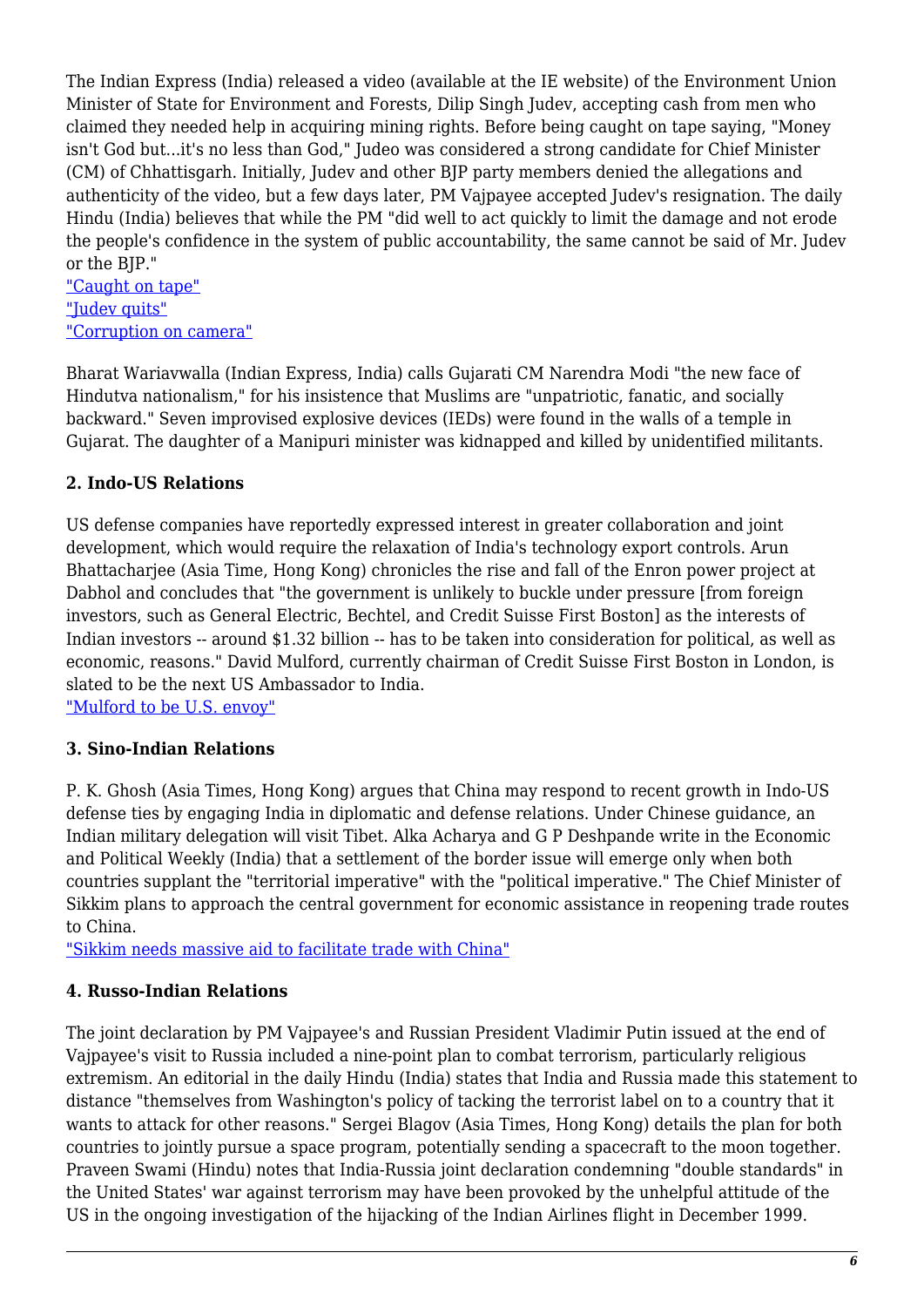The Indian Express (India) released a video (available at the IE website) of the Environment Union Minister of State for Environment and Forests, Dilip Singh Judev, accepting cash from men who claimed they needed help in acquiring mining rights. Before being caught on tape saying, "Money isn't God but...it's no less than God," Judeo was considered a strong candidate for Chief Minister (CM) of Chhattisgarh. Initially, Judev and other BJP party members denied the allegations and authenticity of the video, but a few days later, PM Vajpayee accepted Judev's resignation. The daily Hindu (India) believes that while the PM "did well to act quickly to limit the damage and not erode the people's confidence in the system of public accountability, the same cannot be said of Mr. Judev or the BJP."
"Caught on tape"
"Judev quits"
"Corruption on camera"

Bharat Wariavwalla (Indian Express, India) calls Gujarati CM Narendra Modi "the new face of Hindutva nationalism," for his insistence that Muslims are "unpatriotic, fanatic, and socially backward." Seven improvised explosive devices (IEDs) were found in the walls of a temple in Gujarat. The daughter of a Manipuri minister was kidnapped and killed by unidentified militants.

**2. Indo-US Relations**

US defense companies have reportedly expressed interest in greater collaboration and joint development, which would require the relaxation of India's technology export controls. Arun Bhattacharjee (Asia Time, Hong Kong) chronicles the rise and fall of the Enron power project at Dabhol and concludes that "the government is unlikely to buckle under pressure [from foreign investors, such as General Electric, Bechtel, and Credit Suisse First Boston] as the interests of Indian investors -- around $1.32 billion -- has to be taken into consideration for political, as well as economic, reasons." David Mulford, currently chairman of Credit Suisse First Boston in London, is slated to be the next US Ambassador to India.
"Mulford to be U.S. envoy"

**3. Sino-Indian Relations**

P. K. Ghosh (Asia Times, Hong Kong) argues that China may respond to recent growth in Indo-US defense ties by engaging India in diplomatic and defense relations. Under Chinese guidance, an Indian military delegation will visit Tibet. Alka Acharya and G P Deshpande write in the Economic and Political Weekly (India) that a settlement of the border issue will emerge only when both countries supplant the "territorial imperative" with the "political imperative." The Chief Minister of Sikkim plans to approach the central government for economic assistance in reopening trade routes to China.
"Sikkim needs massive aid to facilitate trade with China"

**4. Russo-Indian Relations**

The joint declaration by PM Vajpayee's and Russian President Vladimir Putin issued at the end of Vajpayee's visit to Russia included a nine-point plan to combat terrorism, particularly religious extremism. An editorial in the daily Hindu (India) states that India and Russia made this statement to distance "themselves from Washington's policy of tacking the terrorist label on to a country that it wants to attack for other reasons." Sergei Blagov (Asia Times, Hong Kong) details the plan for both countries to jointly pursue a space program, potentially sending a spacecraft to the moon together. Praveen Swami (Hindu) notes that India-Russia joint declaration condemning "double standards" in the United States' war against terrorism may have been provoked by the unhelpful attitude of the US in the ongoing investigation of the hijacking of the Indian Airlines flight in December 1999.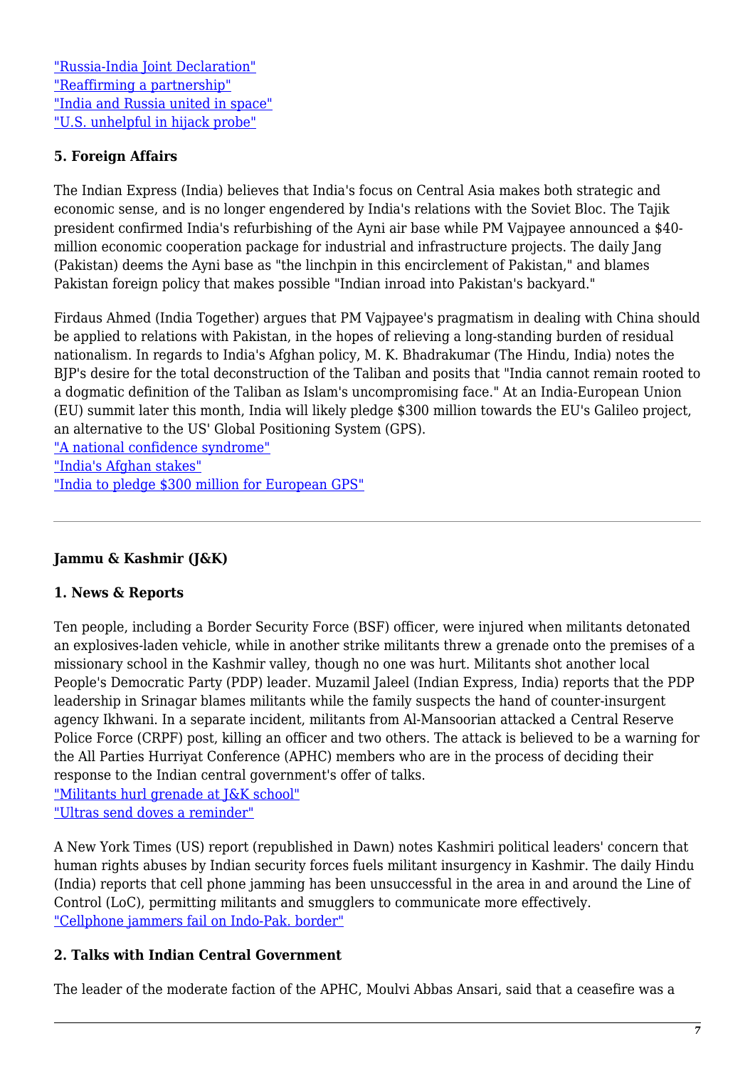"Russia-India Joint Declaration"
"Reaffirming a partnership"
"India and Russia united in space"
"U.S. unhelpful in hijack probe"

**5. Foreign Affairs**

The Indian Express (India) believes that India's focus on Central Asia makes both strategic and economic sense, and is no longer engendered by India's relations with the Soviet Bloc. The Tajik president confirmed India's refurbishing of the Ayni air base while PM Vajpayee announced a $40-million economic cooperation package for industrial and infrastructure projects. The daily Jang (Pakistan) deems the Ayni base as "the linchpin in this encirclement of Pakistan," and blames Pakistan foreign policy that makes possible "Indian inroad into Pakistan's backyard."

Firdaus Ahmed (India Together) argues that PM Vajpayee's pragmatism in dealing with China should be applied to relations with Pakistan, in the hopes of relieving a long-standing burden of residual nationalism. In regards to India's Afghan policy, M. K. Bhadrakumar (The Hindu, India) notes the BJP's desire for the total deconstruction of the Taliban and posits that "India cannot remain rooted to a dogmatic definition of the Taliban as Islam's uncompromising face." At an India-European Union (EU) summit later this month, India will likely pledge $300 million towards the EU's Galileo project, an alternative to the US' Global Positioning System (GPS).
"A national confidence syndrome"
"India's Afghan stakes"
"India to pledge $300 million for European GPS"

---

**Jammu & Kashmir (J&K)**

**1. News & Reports**

Ten people, including a Border Security Force (BSF) officer, were injured when militants detonated an explosives-laden vehicle, while in another strike militants threw a grenade onto the premises of a missionary school in the Kashmir valley, though no one was hurt. Militants shot another local People's Democratic Party (PDP) leader. Muzamil Jaleel (Indian Express, India) reports that the PDP leadership in Srinagar blames militants while the family suspects the hand of counter-insurgent agency Ikhwani. In a separate incident, militants from Al-Mansoorian attacked a Central Reserve Police Force (CRPF) post, killing an officer and two others. The attack is believed to be a warning for the All Parties Hurriyat Conference (APHC) members who are in the process of deciding their response to the Indian central government's offer of talks.
"Militants hurl grenade at J&K school"
"Ultras send doves a reminder"

A New York Times (US) report (republished in Dawn) notes Kashmiri political leaders' concern that human rights abuses by Indian security forces fuels militant insurgency in Kashmir. The daily Hindu (India) reports that cell phone jamming has been unsuccessful in the area in and around the Line of Control (LoC), permitting militants and smugglers to communicate more effectively.
"Cellphone jammers fail on Indo-Pak. border"

**2. Talks with Indian Central Government**

The leader of the moderate faction of the APHC, Moulvi Abbas Ansari, said that a ceasefire was a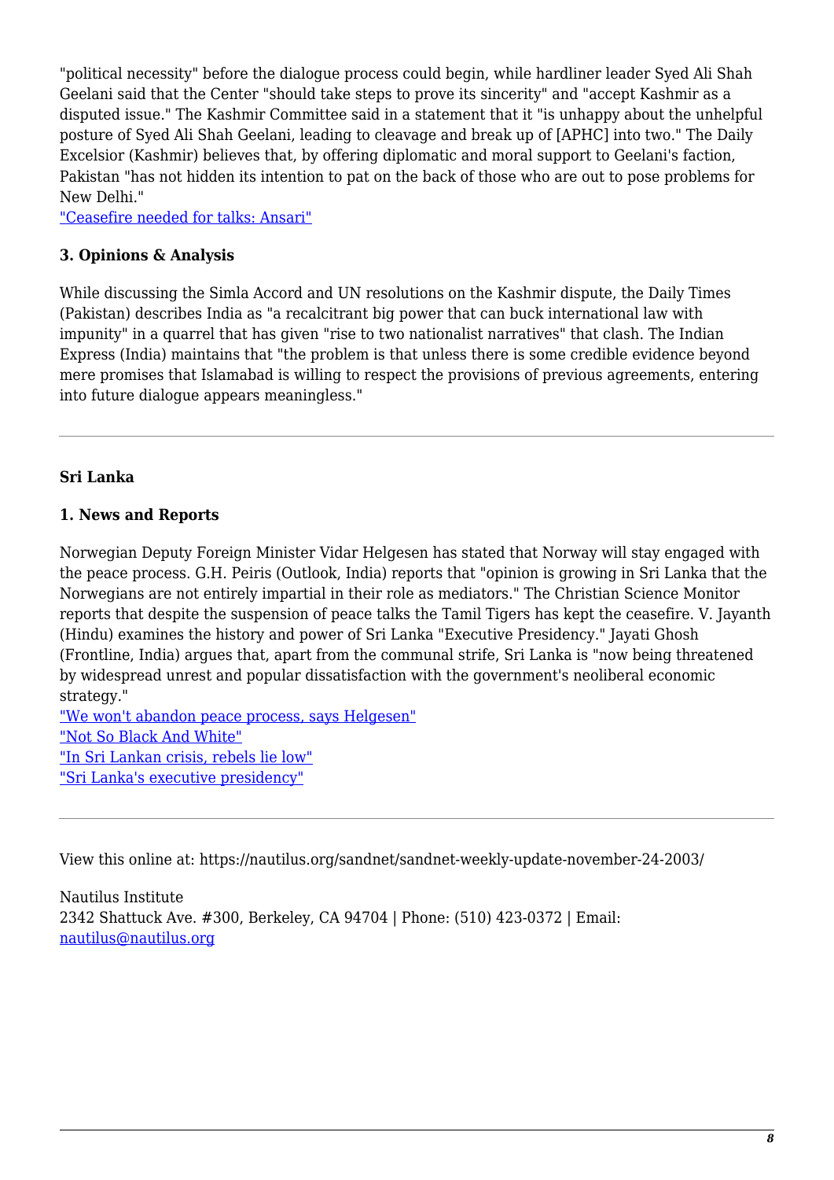"political necessity" before the dialogue process could begin, while hardliner leader Syed Ali Shah Geelani said that the Center "should take steps to prove its sincerity" and "accept Kashmir as a disputed issue." The Kashmir Committee said in a statement that it "is unhappy about the unhelpful posture of Syed Ali Shah Geelani, leading to cleavage and break up of [APHC] into two." The Daily Excelsior (Kashmir) believes that, by offering diplomatic and moral support to Geelani's faction, Pakistan "has not hidden its intention to pat on the back of those who are out to pose problems for New Delhi."
"Ceasefire needed for talks: Ansari"

### 3. Opinions & Analysis

While discussing the Simla Accord and UN resolutions on the Kashmir dispute, the Daily Times (Pakistan) describes India as "a recalcitrant big power that can buck international law with impunity" in a quarrel that has given "rise to two nationalist narratives" that clash. The Indian Express (India) maintains that "the problem is that unless there is some credible evidence beyond mere promises that Islamabad is willing to respect the provisions of previous agreements, entering into future dialogue appears meaningless."

---

## Sri Lanka

### 1. News and Reports

Norwegian Deputy Foreign Minister Vidar Helgesen has stated that Norway will stay engaged with the peace process. G.H. Peiris (Outlook, India) reports that "opinion is growing in Sri Lanka that the Norwegians are not entirely impartial in their role as mediators." The Christian Science Monitor reports that despite the suspension of peace talks the Tamil Tigers has kept the ceasefire. V. Jayanth (Hindu) examines the history and power of Sri Lanka "Executive Presidency." Jayati Ghosh (Frontline, India) argues that, apart from the communal strife, Sri Lanka is "now being threatened by widespread unrest and popular dissatisfaction with the government's neoliberal economic strategy."
"We won't abandon peace process, says Helgesen"
"Not So Black And White"
"In Sri Lankan crisis, rebels lie low"
"Sri Lanka's executive presidency"

---

View this online at: https://nautilus.org/sandnet/sandnet-weekly-update-november-24-2003/

Nautilus Institute
2342 Shattuck Ave. #300, Berkeley, CA 94704 | Phone: (510) 423-0372 | Email: nautilus@nautilus.org